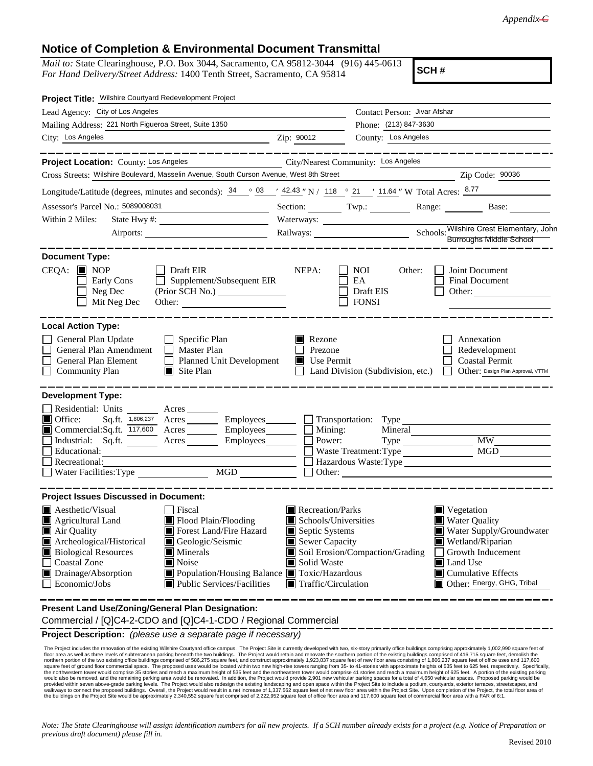*Appendix ~~C~~*

# Notice of Completion & Environmental Document Transmittal

*Mail to:* State Clearinghouse, P.O. Box 3044, Sacramento, CA 95812-3044 (916) 445-0613
*For Hand Delivery/Street Address:* 1400 Tenth Street, Sacramento, CA 95814

**SCH #**

**Project Title:** Wilshire Courtyard Redevelopment Project

Lead Agency: City of Los Angeles
Contact Person: Jivar Afshar
Mailing Address: 221 North Figueroa Street, Suite 1350
Phone: (213) 847-3630
City: Los Angeles
Zip: 90012
County: Los Angeles

---

**Project Location:** County: Los Angeles
City/Nearest Community: Los Angeles
Cross Streets: Wilshire Boulevard, Masselin Avenue, South Curson Avenue, West 8th Street
Zip Code: 90036
Longitude/Latitude (degrees, minutes and seconds): 34 ° 03 ′ 42.43 ″ N / 118 ° 21 ′ 11.64 ″ W Total Acres: 8.77
Assessor's Parcel No.: 5089008031
Section: Twp.: Range: Base:
Within 2 Miles: State Hwy #:
Waterways:
Airports:
Railways:
Schools: Wilshire Crest Elementary, John Burroughs Middle School

---

**Document Type:**

CEQA: ■ NOP ☐ Early Cons ☐ Neg Dec ☐ Mit Neg Dec ☐ Draft EIR ☐ Supplement/Subsequent EIR (Prior SCH No.) Other:

NEPA: ☐ NOI ☐ EA ☐ Draft EIS ☐ FONSI

Other: ☐ Joint Document ☐ Final Document ☐ Other:

---

**Local Action Type:**

☐ General Plan Update
☐ General Plan Amendment
☐ General Plan Element
☐ Community Plan
☐ Specific Plan
☐ Master Plan
☐ Planned Unit Development
■ Site Plan
■ Rezone
☐ Prezone
■ Use Permit
☐ Land Division (Subdivision, etc.)
☐ Annexation
☐ Redevelopment
☐ Coastal Permit
☐ Other: Design Plan Approval, VTTM

---

**Development Type:**

☐ Residential: Units Acres
■ Office: Sq.ft. 1,806,237 Acres Employees
■ Commercial: Sq.ft. 117,600 Acres Employees
☐ Industrial: Sq.ft. Acres Employees
☐ Educational:
☐ Recreational:
☐ Water Facilities: Type MGD
☐ Transportation: Type
☐ Mining: Mineral
☐ Power: Type MW
☐ Waste Treatment: Type MGD
☐ Hazardous Waste: Type
☐ Other:

---

**Project Issues Discussed in Document:**

■ Aesthetic/Visual
■ Agricultural Land
■ Air Quality
■ Archeological/Historical
■ Biological Resources
☐ Coastal Zone
■ Drainage/Absorption
☐ Economic/Jobs
☐ Fiscal
■ Flood Plain/Flooding
■ Forest Land/Fire Hazard
■ Geologic/Seismic
■ Minerals
■ Noise
■ Population/Housing Balance
■ Public Services/Facilities
■ Recreation/Parks
■ Schools/Universities
■ Septic Systems
■ Sewer Capacity
■ Soil Erosion/Compaction/Grading
■ Solid Waste
■ Toxic/Hazardous
■ Traffic/Circulation
■ Vegetation
■ Water Quality
■ Water Supply/Groundwater
■ Wetland/Riparian
☐ Growth Inducement
■ Land Use
■ Cumulative Effects
■ Other: Energy, GHG, Tribal

---

**Present Land Use/Zoning/General Plan Designation:**

Commercial / [Q]C4-2-CDO and [Q]C4-1-CDO / Regional Commercial

**Project Description:** *(please use a separate page if necessary)*

The Project includes the renovation of the existing Wilshire Courtyard office campus. The Project Site is currently developed with two, six-story primarily office buildings comprising approximately 1,002,990 square feet of floor area as well as three levels of subterranean parking beneath the two buildings. The Project would retain and renovate the southern portion of the existing buildings comprised of 416,715 square feet, demolish the northern portion of the two existing office buildings comprised of 586,275 square feet, and construct approximately 1,923,837 square feet of new floor area consisting of 1,806,237 square feet of office uses and 117,600 square feet of ground floor commercial space. The proposed uses would be located within two new high-rise towers ranging from 35- to 41-stories with approximate heights of 535 feet to 625 feet, respectively. Specifically, the northwestern tower would comprise 35 stories and reach a maximum height of 535 feet and the northeastern tower would comprise 41 stories and reach a maximum height of 625 feet. A portion of the existing parking would also be removed, and the remaining parking area would be renovated. In addition, the Project would provide 2,901 new vehicular parking spaces for a total of 4,650 vehicular spaces. Proposed parking would be provided within seven above-grade parking levels. The Project would also redesign the existing landscaping and open space within the Project Site to include a podium, courtyards, exterior terraces, streetscapes, and walkways to connect the proposed buildings. Overall, the Project would result in a net increase of 1,337,562 square feet of net new floor area within the Project Site. Upon completion of the Project, the total floor area of the buildings on the Project Site would be approximately 2,340,552 square feet comprised of 2,222,952 square feet of office floor area and 117,600 square feet of commercial floor area with a FAR of 6:1.

*Note: The State Clearinghouse will assign identification numbers for all new projects. If a SCH number already exists for a project (e.g. Notice of Preparation or previous draft document) please fill in.*

Revised 2010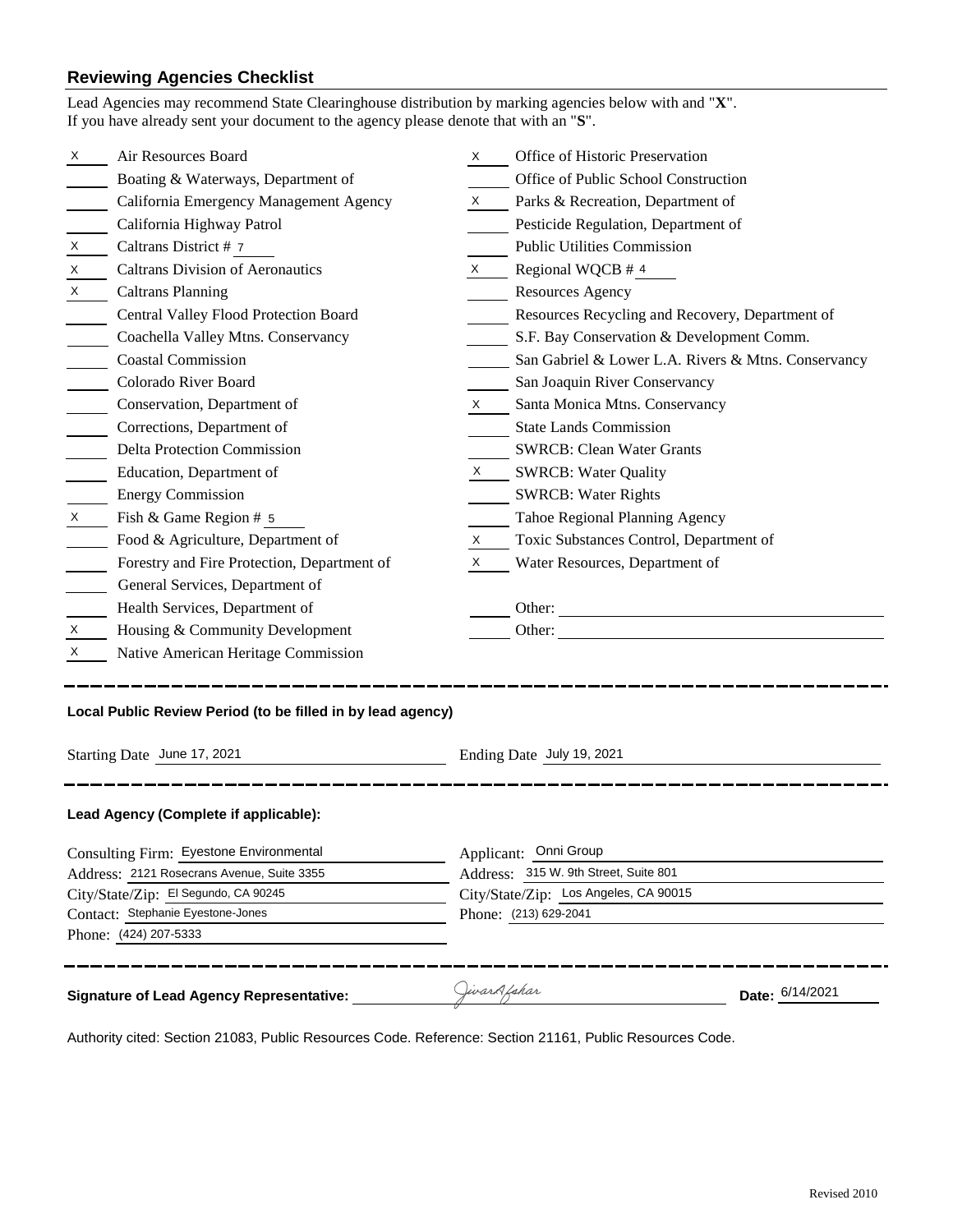## Reviewing Agencies Checklist

Lead Agencies may recommend State Clearinghouse distribution by marking agencies below with and "**X**".
If you have already sent your document to the agency please denote that with an "**S**".

| | | | |
|---|---|---|---|
| X | Air Resources Board | X | Office of Historic Preservation |
| | Boating & Waterways, Department of | | Office of Public School Construction |
| | California Emergency Management Agency | X | Parks & Recreation, Department of |
| | California Highway Patrol | | Pesticide Regulation, Department of |
| X | Caltrans District # 7 | | Public Utilities Commission |
| X | Caltrans Division of Aeronautics | X | Regional WQCB # 4 |
| X | Caltrans Planning | | Resources Agency |
| | Central Valley Flood Protection Board | | Resources Recycling and Recovery, Department of |
| | Coachella Valley Mtns. Conservancy | | S.F. Bay Conservation & Development Comm. |
| | Coastal Commission | | San Gabriel & Lower L.A. Rivers & Mtns. Conservancy |
| | Colorado River Board | | San Joaquin River Conservancy |
| | Conservation, Department of | X | Santa Monica Mtns. Conservancy |
| | Corrections, Department of | | State Lands Commission |
| | Delta Protection Commission | | SWRCB: Clean Water Grants |
| | Education, Department of | X | SWRCB: Water Quality |
| | Energy Commission | | SWRCB: Water Rights |
| X | Fish & Game Region # 5 | | Tahoe Regional Planning Agency |
| | Food & Agriculture, Department of | X | Toxic Substances Control, Department of |
| | Forestry and Fire Protection, Department of | X | Water Resources, Department of |
| | General Services, Department of | | |
| | Health Services, Department of | | Other: |
| X | Housing & Community Development | | Other: |
| X | Native American Heritage Commission | | |

---

### Local Public Review Period (to be filled in by lead agency)

Starting Date June 17, 2021 Ending Date July 19, 2021

---

### Lead Agency (Complete if applicable):

| | |
|---|---|
| Consulting Firm: Eyestone Environmental | Applicant: Onni Group |
| Address: 2121 Rosecrans Avenue, Suite 3355 | Address: 315 W. 9th Street, Suite 801 |
| City/State/Zip: El Segundo, CA 90245 | City/State/Zip: Los Angeles, CA 90015 |
| Contact: Stephanie Eyestone-Jones | Phone: (213) 629-2041 |
| Phone: (424) 207-5333 | |

---

**Signature of Lead Agency Representative:** JivarAfshar **Date:** 6/14/2021

Authority cited: Section 21083, Public Resources Code. Reference: Section 21161, Public Resources Code.

Revised 2010